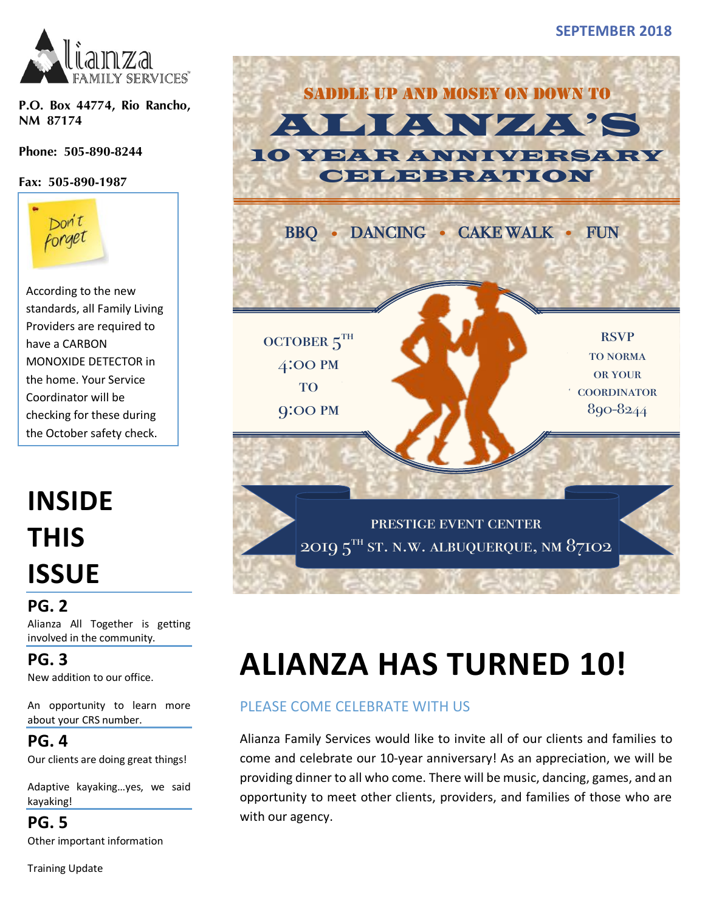**SEPTEMBER 2018**

Alianza FAMILY SERVICES

**P.O. Box 44774, Rio Rancho, NM 87174**

**Phone: 505-890-8244**

**Fax: 505-890-1987**

Don't forget

According to the new standards, all Family Living Providers are required to have a CARBON MONOXIDE DETECTOR in the home. Your Service Coordinator will be checking for these during the October safety check.

# INSIDE THIS ISSUE

**PG. 2**

Alianza All Together is getting involved in the community.

**PG. 3**

New addition to our office.

An opportunity to learn more about your CRS number.

**PG. 4**

Our clients are doing great things!

Adaptive kayaking…yes, we said kayaking!

**PG. 5**

Other important information

Training Update

SADDLE UP AND MOSEY ON DOWN TO

ALIANZA'S

10 YEAR ANNIVERSARY CELEBRATION

BBQ • DANCING • CAKE WALK • FUN

OCTOBER 5TH
4:00 PM
TO
9:00 PM

RSVP
TO NORMA
OR YOUR
COORDINATOR
890-8244

PRESTIGE EVENT CENTER
2019 5TH ST. N.W. ALBUQUERQUE, NM 87102

# ALIANZA HAS TURNED 10!

## PLEASE COME CELEBRATE WITH US

Alianza Family Services would like to invite all of our clients and families to come and celebrate our 10-year anniversary! As an appreciation, we will be providing dinner to all who come. There will be music, dancing, games, and an opportunity to meet other clients, providers, and families of those who are with our agency.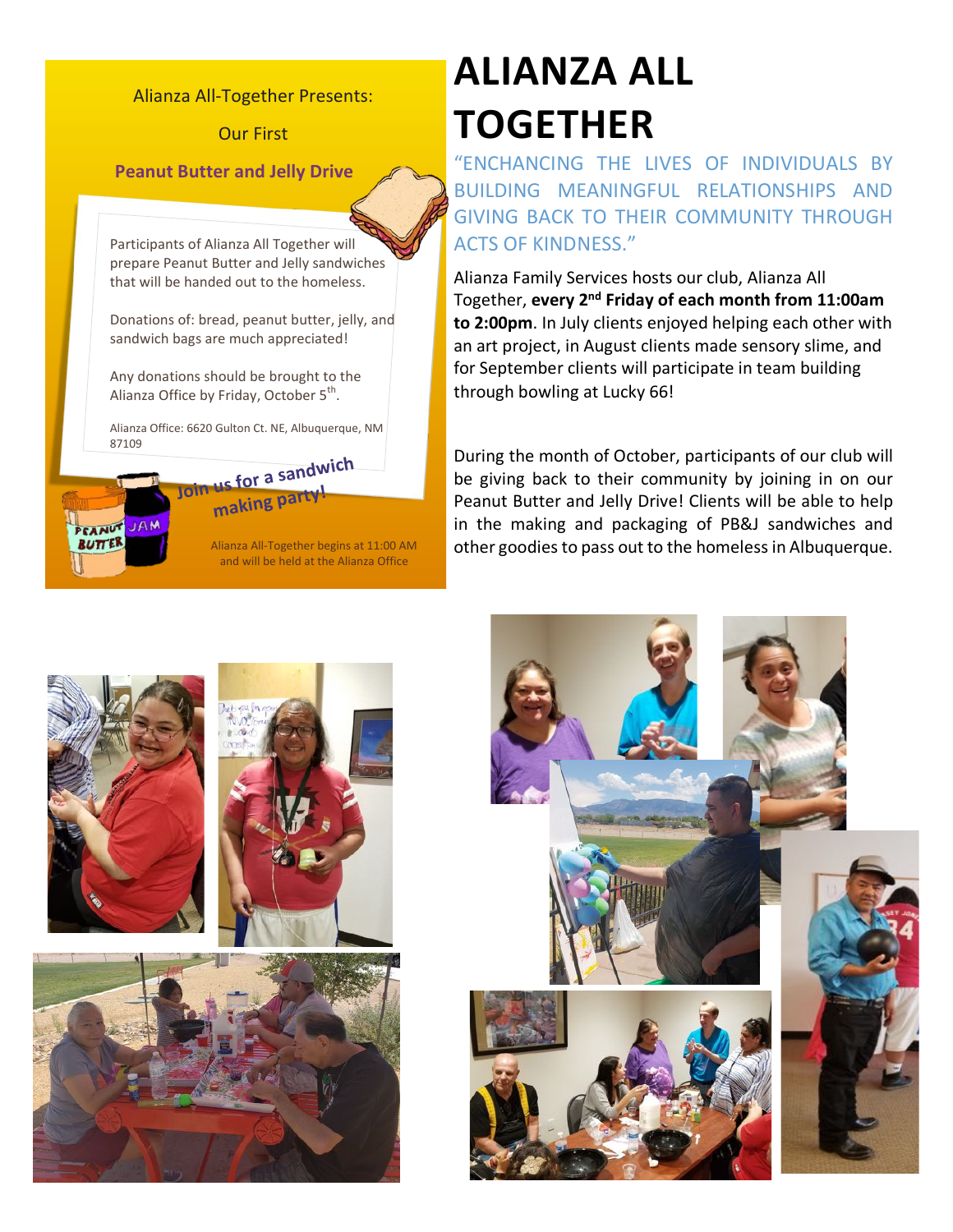Alianza All-Together Presents:

Our First

**Peanut Butter and Jelly Drive**

Participants of Alianza All Together will prepare Peanut Butter and Jelly sandwiches that will be handed out to the homeless.

Donations of: bread, peanut butter, jelly, and sandwich bags are much appreciated!

Any donations should be brought to the Alianza Office by Friday, October 5th.

Alianza Office: 6620 Gulton Ct. NE, Albuquerque, NM 87109

Join us for a sandwich making party!

Alianza All-Together begins at 11:00 AM and will be held at the Alianza Office

# ALIANZA ALL TOGETHER

"ENCHANCING THE LIVES OF INDIVIDUALS BY BUILDING MEANINGFUL RELATIONSHIPS AND GIVING BACK TO THEIR COMMUNITY THROUGH ACTS OF KINDNESS."

Alianza Family Services hosts our club, Alianza All Together, **every 2nd Friday of each month from 11:00am to 2:00pm**. In July clients enjoyed helping each other with an art project, in August clients made sensory slime, and for September clients will participate in team building through bowling at Lucky 66!

During the month of October, participants of our club will be giving back to their community by joining in on our Peanut Butter and Jelly Drive! Clients will be able to help in the making and packaging of PB&J sandwiches and other goodies to pass out to the homeless in Albuquerque.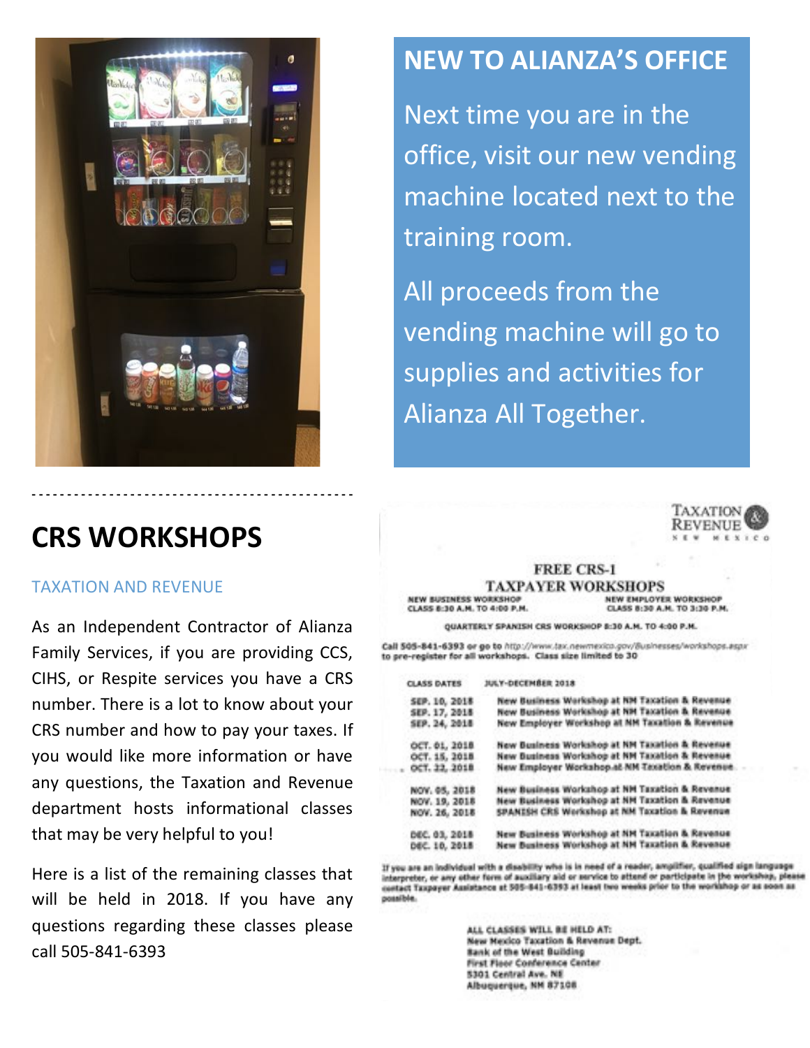## NEW TO ALIANZA'S OFFICE

Next time you are in the office, visit our new vending machine located next to the training room.

All proceeds from the vending machine will go to supplies and activities for Alianza All Together.

## CRS WORKSHOPS

TAXATION AND REVENUE

As an Independent Contractor of Alianza Family Services, if you are providing CCS, CIHS, or Respite services you have a CRS number. There is a lot to know about your CRS number and how to pay your taxes. If you would like more information or have any questions, the Taxation and Revenue department hosts informational classes that may be very helpful to you!

Here is a list of the remaining classes that will be held in 2018. If you have any questions regarding these classes please call 505-841-6393

TAXATION & REVENUE
NEW MEXICO

**FREE CRS-1**
**TAXPAYER WORKSHOPS**

NEW BUSINESS WORKSHOP CLASS 8:30 A.M. TO 4:00 P.M.

NEW EMPLOYER WORKSHOP CLASS 8:30 A.M. TO 3:30 P.M.

QUARTERLY SPANISH CRS WORKSHOP 8:30 A.M. TO 4:00 P.M.

Call 505-841-6393 or go to http://www.tax.newmexico.gov/Businesses/workshops.aspx to pre-register for all workshops. Class size limited to 30

| CLASS DATES | JULY-DECEMBER 2018 |
|---|---|
| SEP. 10, 2018 | New Business Workshop at NM Taxation & Revenue |
| SEP. 17, 2018 | New Business Workshop at NM Taxation & Revenue |
| SEP. 24, 2018 | New Employer Workshop at NM Taxation & Revenue |
| OCT. 01, 2018 | New Business Workshop at NM Taxation & Revenue |
| OCT. 15, 2018 | New Business Workshop at NM Taxation & Revenue |
| OCT. 22, 2018 | New Employer Workshop at NM Taxation & Revenue |
| NOV. 05, 2018 | New Business Workshop at NM Taxation & Revenue |
| NOV. 19, 2018 | New Business Workshop at NM Taxation & Revenue |
| NOV. 26, 2018 | SPANISH CRS Workshop at NM Taxation & Revenue |
| DEC. 03, 2018 | New Business Workshop at NM Taxation & Revenue |
| DEC. 10, 2018 | New Business Workshop at NM Taxation & Revenue |

If you are an individual with a disability who is in need of a reader, amplifier, qualified sign language interpreter, or any other form of auxiliary aid or service to attend or participate in the workshop, please contact Taxpayer Assistance at 505-841-6393 at least two weeks prior to the workshop or as soon as possible.

ALL CLASSES WILL BE HELD AT:
New Mexico Taxation & Revenue Dept.
Bank of the West Building
First Floor Conference Center
5301 Central Ave. NE
Albuquerque, NM 87108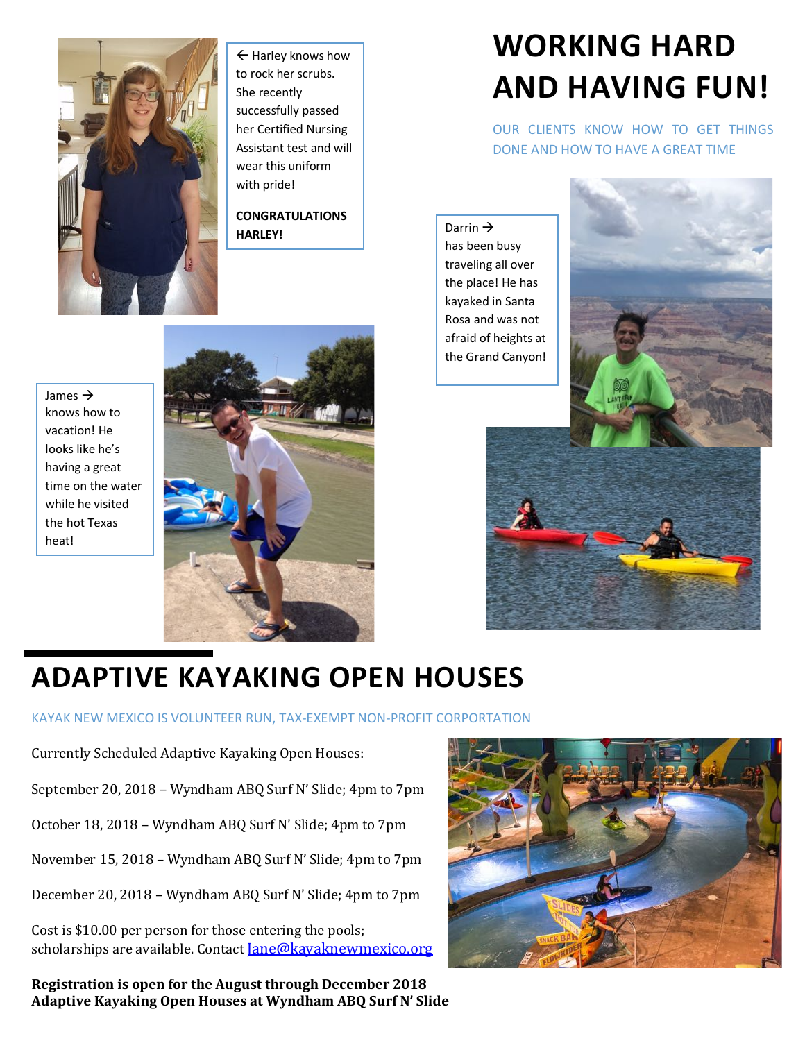# WORKING HARD AND HAVING FUN!

OUR CLIENTS KNOW HOW TO GET THINGS DONE AND HOW TO HAVE A GREAT TIME

← Harley knows how to rock her scrubs. She recently successfully passed her Certified Nursing Assistant test and will wear this uniform with pride!

**CONGRATULATIONS HARLEY!**

Darrin → has been busy traveling all over the place! He has kayaked in Santa Rosa and was not afraid of heights at the Grand Canyon!

James → knows how to vacation! He looks like he's having a great time on the water while he visited the hot Texas heat!

# ADAPTIVE KAYAKING OPEN HOUSES

KAYAK NEW MEXICO IS VOLUNTEER RUN, TAX-EXEMPT NON-PROFIT CORPORATION

Currently Scheduled Adaptive Kayaking Open Houses:

September 20, 2018 – Wyndham ABQ Surf N' Slide; 4pm to 7pm

October 18, 2018 – Wyndham ABQ Surf N' Slide; 4pm to 7pm

November 15, 2018 – Wyndham ABQ Surf N' Slide; 4pm to 7pm

December 20, 2018 – Wyndham ABQ Surf N' Slide; 4pm to 7pm

Cost is $10.00 per person for those entering the pools; scholarships are available. Contact Jane@kayaknewmexico.org

**Registration is open for the August through December 2018 Adaptive Kayaking Open Houses at Wyndham ABQ Surf N' Slide**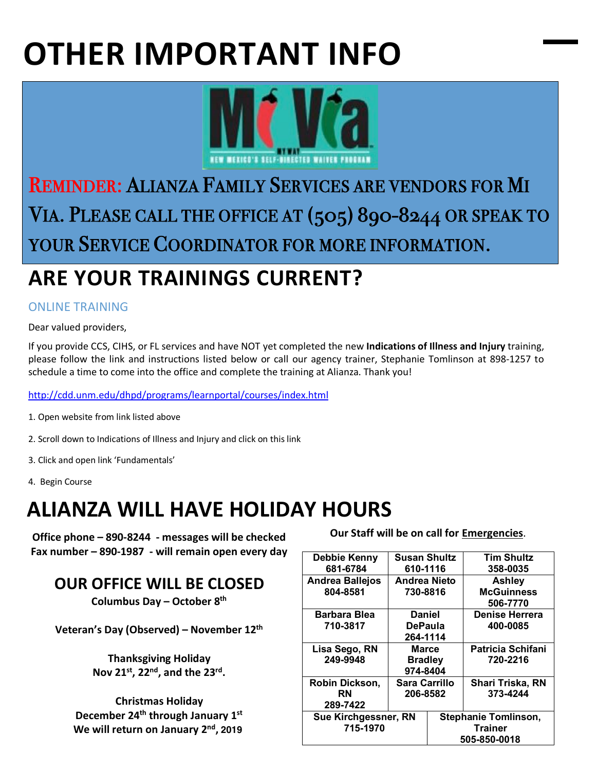# OTHER IMPORTANT INFO

Mi Via
MY WAY
NEW MEXICO'S SELF-DIRECTED WAIVER PROGRAM

**REMINDER: ALIANZA FAMILY SERVICES ARE VENDORS FOR MI VIA. PLEASE CALL THE OFFICE AT (505) 890-8244 OR SPEAK TO YOUR SERVICE COORDINATOR FOR MORE INFORMATION.**

# ARE YOUR TRAININGS CURRENT?

## ONLINE TRAINING

Dear valued providers,

If you provide CCS, CIHS, or FL services and have NOT yet completed the new **Indications of Illness and Injury** training, please follow the link and instructions listed below or call our agency trainer, Stephanie Tomlinson at 898-1257 to schedule a time to come into the office and complete the training at Alianza. Thank you!

http://cdd.unm.edu/dhpd/programs/learnportal/courses/index.html

1. Open website from link listed above
2. Scroll down to Indications of Illness and Injury and click on this link
3. Click and open link 'Fundamentals'
4. Begin Course

# ALIANZA WILL HAVE HOLIDAY HOURS

**Office phone – 890-8244 - messages will be checked**
**Fax number – 890-1987 - will remain open every day**

## OUR OFFICE WILL BE CLOSED

**Columbus Day – October 8th**

**Veteran's Day (Observed) – November 12th**

**Thanksgiving Holiday**
**Nov 21st, 22nd, and the 23rd.**

**Christmas Holiday**
**December 24th through January 1st**
**We will return on January 2nd, 2019**

**Our Staff will be on call for Emergencies.**

| | | |
|---|---|---|
| **Debbie Kenny 681-6784** | **Susan Shultz 610-1116** | **Tim Shultz 358-0035** |
| **Andrea Ballejos 804-8581** | **Andrea Nieto 730-8816** | **Ashley McGuinness 506-7770** |
| **Barbara Blea 710-3817** | **Daniel DePaula 264-1114** | **Denise Herrera 400-0085** |
| **Lisa Sego, RN 249-9948** | **Marce Bradley 974-8404** | **Patricia Schifani 720-2216** |
| **Robin Dickson, RN 289-7422** | **Sara Carrillo 206-8582** | **Shari Triska, RN 373-4244** |
| **Sue Kirchgessner, RN 715-1970** | | **Stephanie Tomlinson, Trainer 505-850-0018** |